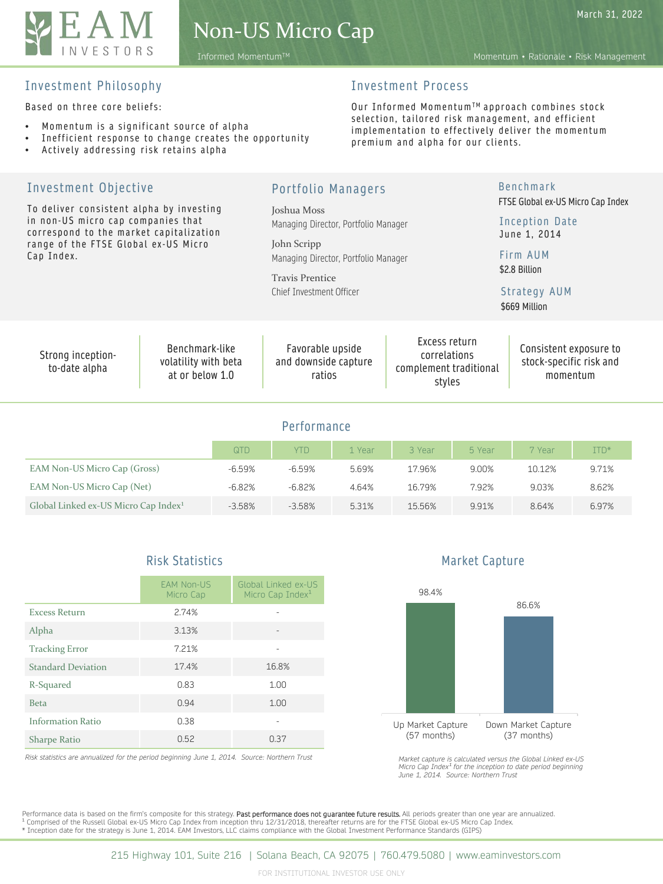# Non-US Micro Cap

EAM INVESTORS

March 31, 2022

Informed Momentum™

Momentum • Rationale • Risk Management

## Investment Philosophy

Based on three core beliefs:

- Momentum is a significant source of alpha
- Inefficient response to change creates the opportunity
- Actively addressing risk retains alpha

## Investment Process

Our Informed Momentum™ approach combines stock selection, tailored risk management, and efficient implementation to effectively deliver the momentum premium and alpha for our clients.

## Investment Objective

To deliver consistent alpha by investing in non-US micro cap companies that correspond to the market capitalization range of the FTSE Global ex-US Micro Cap Index.

## Portfolio Managers

Joshua Moss
Managing Director, Portfolio Manager

John Scripp
Managing Director, Portfolio Manager

Travis Prentice
Chief Investment Officer

## Benchmark

FTSE Global ex-US Micro Cap Index

## Inception Date

June 1, 2014

## Firm AUM

$2.8 Billion

## Strategy AUM

$669 Million

| Strong inception-to-date alpha | Benchmark-like volatility with beta at or below 1.0 | Favorable upside and downside capture ratios | Excess return correlations complement traditional styles | Consistent exposure to stock-specific risk and momentum |
|---|---|---|---|---|

## Performance

| | QTD | YTD | 1 Year | 3 Year | 5 Year | 7 Year | ITD* |
|---|---|---|---|---|---|---|---|
| EAM Non-US Micro Cap (Gross) | -6.59% | -6.59% | 5.69% | 17.96% | 9.00% | 10.12% | 9.71% |
| EAM Non-US Micro Cap (Net) | -6.82% | -6.82% | 4.64% | 16.79% | 7.92% | 9.03% | 8.62% |
| Global Linked ex-US Micro Cap Index[1] | -3.58% | -3.58% | 5.31% | 15.56% | 9.91% | 8.64% | 6.97% |

## Risk Statistics

| | EAM Non-US Micro Cap | Global Linked ex-US Micro Cap Index[1] |
|---|---|---|
| Excess Return | 2.74% | - |
| Alpha | 3.13% | - |
| Tracking Error | 7.21% | - |
| Standard Deviation | 17.4% | 16.8% |
| R-Squared | 0.83 | 1.00 |
| Beta | 0.94 | 1.00 |
| Information Ratio | 0.38 | - |
| Sharpe Ratio | 0.52 | 0.37 |

*Risk statistics are annualized for the period beginning June 1, 2014. Source: Northern Trust*

## Market Capture

| Up Market Capture (57 months) | Down Market Capture (37 months) |
|---|---|
| 98.4% | 86.6% |

*Market capture is calculated versus the Global Linked ex-US Micro Cap Index[1] for the inception to date period beginning June 1, 2014. Source: Northern Trust*

Performance data is based on the firm's composite for this strategy. Past performance does not guarantee future results. All periods greater than one year are annualized.
[1] Comprised of the Russell Global ex-US Micro Cap Index from inception thru 12/31/2018, thereafter returns are for the FTSE Global ex-US Micro Cap Index.
* Inception date for the strategy is June 1, 2014. EAM Investors, LLC claims compliance with the Global Investment Performance Standards (GIPS)

215 Highway 101, Suite 216 | Solana Beach, CA 92075 | 760.479.5080 | www.eaminvestors.com

FOR INSTITUTIONAL INVESTOR USE ONLY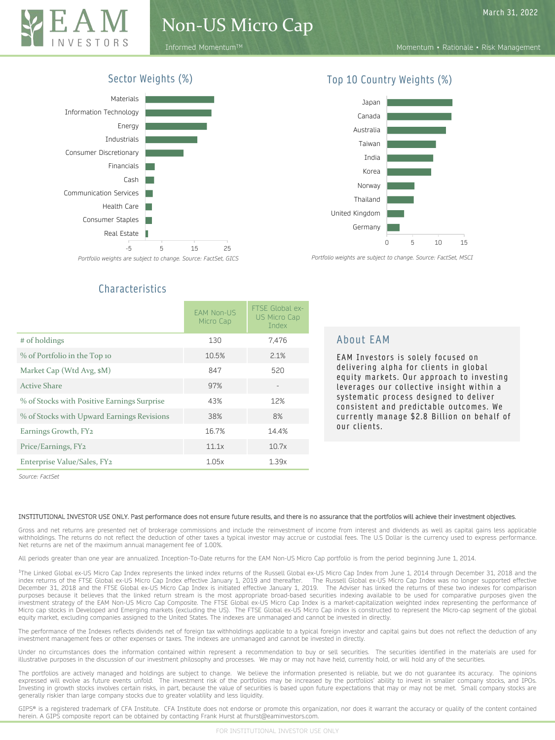# EAM INVESTORS

# Non-US Micro Cap

Informed Momentum™

March 31, 2022

Momentum • Rationale • Risk Management

## Sector Weights (%)

Materials
Information Technology
Energy
Industrials
Consumer Discretionary
Financials
Cash
Communication Services
Health Care
Consumer Staples
Real Estate

-5 5 15 25

*Portfolio weights are subject to change. Source: FactSet, GICS*

## Top 10 Country Weights (%)

Japan
Canada
Australia
Taiwan
India
Korea
Norway
Thailand
United Kingdom
Germany

0 5 10 15

*Portfolio weights are subject to change. Source: FactSet, MSCI*

## Characteristics

| | EAM Non-US Micro Cap | FTSE Global ex-US Micro Cap Index |
|---|---|---|
| # of holdings | 130 | 7,476 |
| % of Portfolio in the Top 10 | 10.5% | 2.1% |
| Market Cap (Wtd Avg, $M) | 847 | 520 |
| Active Share | 97% | - |
| % of Stocks with Positive Earnings Surprise | 43% | 12% |
| % of Stocks with Upward Earnings Revisions | 38% | 8% |
| Earnings Growth, FY2 | 16.7% | 14.4% |
| Price/Earnings, FY2 | 11.1x | 10.7x |
| Enterprise Value/Sales, FY2 | 1.05x | 1.39x |

*Source: FactSet*

## About EAM

EAM Investors is solely focused on delivering alpha for clients in global equity markets. Our approach to investing leverages our collective insight within a systematic process designed to deliver consistent and predictable outcomes. We currently manage $2.8 Billion on behalf of our clients.

INSTITUTIONAL INVESTOR USE ONLY. Past performance does not ensure future results, and there is no assurance that the portfolios will achieve their investment objectives.

Gross and net returns are presented net of brokerage commissions and include the reinvestment of income from interest and dividends as well as capital gains less applicable withholdings. The returns do not reflect the deduction of other taxes a typical investor may accrue or custodial fees. The U.S Dollar is the currency used to express performance. Net returns are net of the maximum annual management fee of 1.00%.

All periods greater than one year are annualized. Inception-To-Date returns for the EAM Non-US Micro Cap portfolio is from the period beginning June 1, 2014.

[1]The Linked Global ex-US Micro Cap Index represents the linked index returns of the Russell Global ex-US Micro Cap Index from June 1, 2014 through December 31, 2018 and the index returns of the FTSE Global ex-US Micro Cap Index effective January 1, 2019 and thereafter. The Russell Global ex-US Micro Cap Index was no longer supported effective December 31, 2018 and the FTSE Global ex-US Micro Cap Index is initiated effective January 1, 2019. The Adviser has linked the returns of these two indexes for comparison purposes because it believes that the linked return stream is the most appropriate broad-based securities indexing available to be used for comparative purposes given the investment strategy of the EAM Non-US Micro Cap Composite. The FTSE Global ex-US Micro Cap Index is a market-capitalization weighted index representing the performance of Micro cap stocks in Developed and Emerging markets (excluding the US). The FTSE Global ex-US Micro Cap index is constructed to represent the Micro-cap segment of the global equity market, excluding companies assigned to the United States. The indexes are unmanaged and cannot be invested in directly.

The performance of the Indexes reflects dividends net of foreign tax withholdings applicable to a typical foreign investor and capital gains but does not reflect the deduction of any investment management fees or other expenses or taxes. The indexes are unmanaged and cannot be invested in directly.

Under no circumstances does the information contained within represent a recommendation to buy or sell securities. The securities identified in the materials are used for illustrative purposes in the discussion of our investment philosophy and processes. We may or may not have held, currently hold, or will hold any of the securities.

The portfolios are actively managed and holdings are subject to change. We believe the information presented is reliable, but we do not guarantee its accuracy. The opinions expressed will evolve as future events unfold. The investment risk of the portfolios may be increased by the portfolios' ability to invest in smaller company stocks, and IPOs. Investing in growth stocks involves certain risks, in part, because the value of securities is based upon future expectations that may or may not be met. Small company stocks are generally riskier than large company stocks due to greater volatility and less liquidity.

GIPS® is a registered trademark of CFA Institute. CFA Institute does not endorse or promote this organization, nor does it warrant the accuracy or quality of the content contained herein. A GIPS composite report can be obtained by contacting Frank Hurst at fhurst@eaminvestors.com.

FOR INSTITUTIONAL INVESTOR USE ONLY